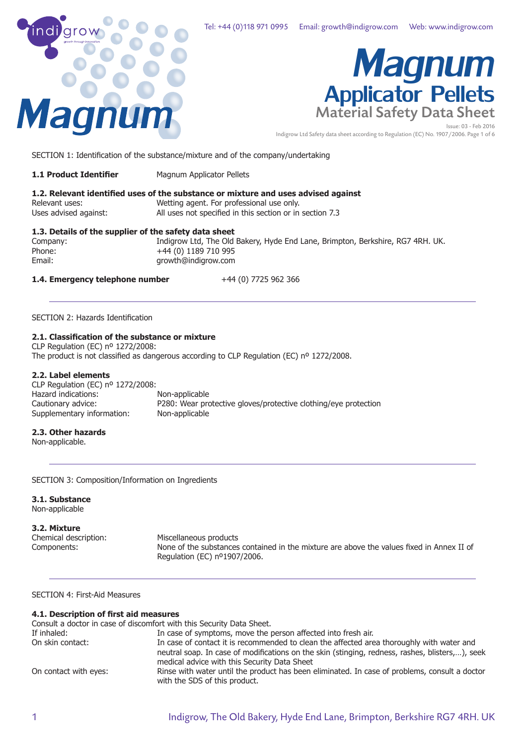Tel: +44 (0)118 971 0995 Email: growth@indigrow.com Web: www.indigrow.com

# Magnum Applicator Pellets

## Material Safety Data Sheet

Issue: 03 - Feb 2016

Indigrow Ltd Safety data sheet according to Regulation (EC) No. 1907/2006.

SECTION 1: Identification of the substance/mixture and of the company/undertaking

**1.1 Product Identifier** Magnum Applicator Pellets

**1.2. Relevant identified uses of the substance or mixture and uses advised against**

Relevant uses: Wetting agent. For professional use only.
Uses advised against: All uses not specified in this section or in section 7.3

**1.3. Details of the supplier of the safety data sheet**

Company: Indigrow Ltd, The Old Bakery, Hyde End Lane, Brimpton, Berkshire, RG7 4RH. UK.
Phone: +44 (0) 1189 710 995
Email: growth@indigrow.com

**1.4. Emergency telephone number** +44 (0) 7725 962 366

---

SECTION 2: Hazards Identification

**2.1. Classification of the substance or mixture**

CLP Regulation (EC) nº 1272/2008:
The product is not classified as dangerous according to CLP Regulation (EC) nº 1272/2008.

**2.2. Label elements**

CLP Regulation (EC) nº 1272/2008:
Hazard indications: Non-applicable
Cautionary advice: P280: Wear protective gloves/protective clothing/eye protection
Supplementary information: Non-applicable

**2.3. Other hazards**

Non-applicable.

---

SECTION 3: Composition/Information on Ingredients

**3.1. Substance**

Non-applicable

**3.2. Mixture**

Chemical description: Miscellaneous products
Components: None of the substances contained in the mixture are above the values fixed in Annex II of Regulation (EC) nº1907/2006.

---

SECTION 4: First-Aid Measures

**4.1. Description of first aid measures**

Consult a doctor in case of discomfort with this Security Data Sheet.
If inhaled: In case of symptoms, move the person affected into fresh air.
On skin contact: In case of contact it is recommended to clean the affected area thoroughly with water and neutral soap. In case of modifications on the skin (stinging, redness, rashes, blisters,…), seek medical advice with this Security Data Sheet
On contact with eyes: Rinse with water until the product has been eliminated. In case of problems, consult a doctor with the SDS of this product.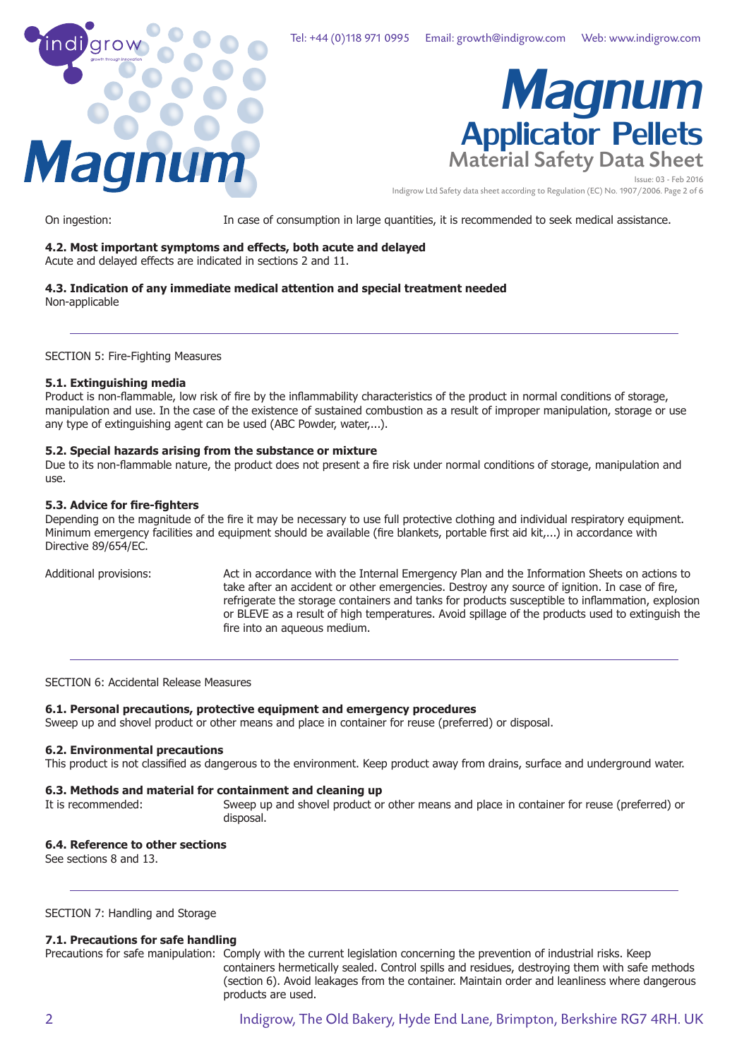On ingestion: In case of consumption in large quantities, it is recommended to seek medical assistance.

**4.2. Most important symptoms and effects, both acute and delayed**
Acute and delayed effects are indicated in sections 2 and 11.

**4.3. Indication of any immediate medical attention and special treatment needed**
Non-applicable

---

## SECTION 5: Fire-Fighting Measures

**5.1. Extinguishing media**
Product is non-flammable, low risk of fire by the inflammability characteristics of the product in normal conditions of storage, manipulation and use. In the case of the existence of sustained combustion as a result of improper manipulation, storage or use any type of extinguishing agent can be used (ABC Powder, water,...).

**5.2. Special hazards arising from the substance or mixture**
Due to its non-flammable nature, the product does not present a fire risk under normal conditions of storage, manipulation and use.

**5.3. Advice for fire-fighters**
Depending on the magnitude of the fire it may be necessary to use full protective clothing and individual respiratory equipment. Minimum emergency facilities and equipment should be available (fire blankets, portable first aid kit,...) in accordance with Directive 89/654/EC.

Additional provisions: Act in accordance with the Internal Emergency Plan and the Information Sheets on actions to take after an accident or other emergencies. Destroy any source of ignition. In case of fire, refrigerate the storage containers and tanks for products susceptible to inflammation, explosion or BLEVE as a result of high temperatures. Avoid spillage of the products used to extinguish the fire into an aqueous medium.

---

## SECTION 6: Accidental Release Measures

**6.1. Personal precautions, protective equipment and emergency procedures**
Sweep up and shovel product or other means and place in container for reuse (preferred) or disposal.

**6.2. Environmental precautions**
This product is not classified as dangerous to the environment. Keep product away from drains, surface and underground water.

**6.3. Methods and material for containment and cleaning up**
It is recommended: Sweep up and shovel product or other means and place in container for reuse (preferred) or disposal.

**6.4. Reference to other sections**
See sections 8 and 13.

---

## SECTION 7: Handling and Storage

**7.1. Precautions for safe handling**
Precautions for safe manipulation: Comply with the current legislation concerning the prevention of industrial risks. Keep containers hermetically sealed. Control spills and residues, destroying them with safe methods (section 6). Avoid leakages from the container. Maintain order and leanliness where dangerous products are used.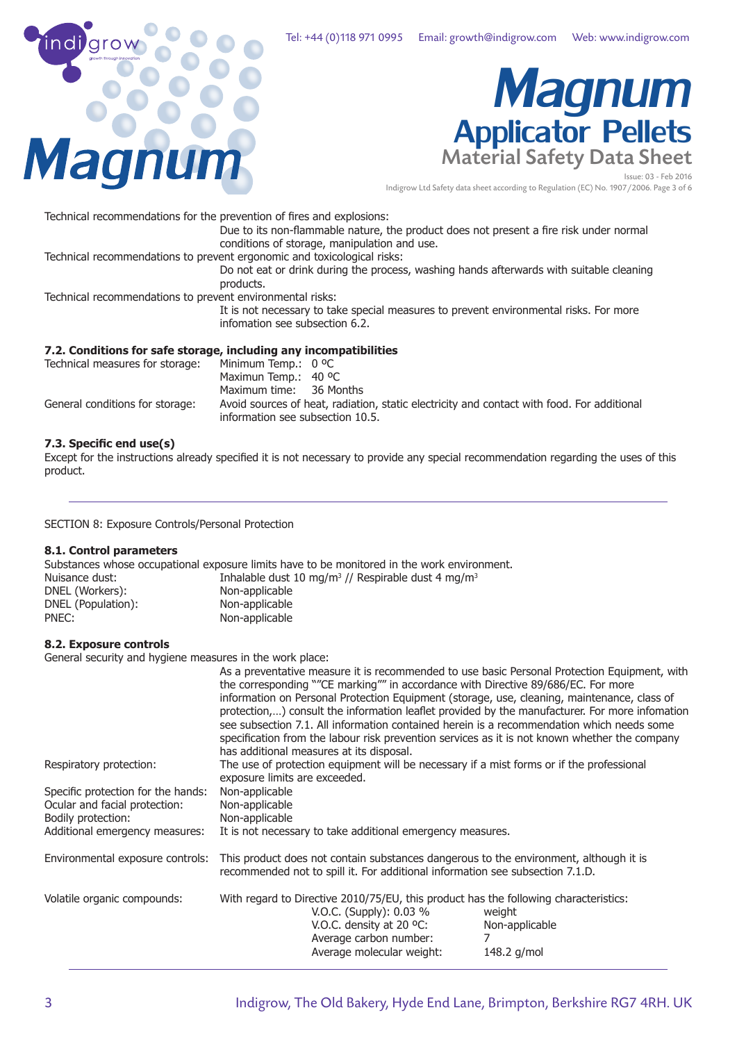Technical recommendations for the prevention of fires and explosions:

Due to its non-flammable nature, the product does not present a fire risk under normal conditions of storage, manipulation and use.

Technical recommendations to prevent ergonomic and toxicological risks:

Do not eat or drink during the process, washing hands afterwards with suitable cleaning products.

Technical recommendations to prevent environmental risks:

It is not necessary to take special measures to prevent environmental risks. For more infomation see subsection 6.2.

### 7.2. Conditions for safe storage, including any incompatibilities

| | |
|---|---|
| Technical measures for storage: | Minimum Temp.: 0 ºC<br>Maximun Temp.: 40 ºC<br>Maximum time: 36 Months |
| General conditions for storage: | Avoid sources of heat, radiation, static electricity and contact with food. For additional information see subsection 10.5. |

### 7.3. Specific end use(s)

Except for the instructions already specified it is not necessary to provide any special recommendation regarding the uses of this product.

---

SECTION 8: Exposure Controls/Personal Protection

### 8.1. Control parameters

Substances whose occupational exposure limits have to be monitored in the work environment.

| | |
|---|---|
| Nuisance dust: | Inhalable dust 10 mg/$m^3$ // Respirable dust 4 mg/$m^3$ |
| DNEL (Workers): | Non-applicable |
| DNEL (Population): | Non-applicable |
| PNEC: | Non-applicable |

### 8.2. Exposure controls

General security and hygiene measures in the work place:

As a preventative measure it is recommended to use basic Personal Protection Equipment, with the corresponding “"CE marking"” in accordance with Directive 89/686/EC. For more information on Personal Protection Equipment (storage, use, cleaning, maintenance, class of protection,…) consult the information leaflet provided by the manufacturer. For more infomation see subsection 7.1. All information contained herein is a recommendation which needs some specification from the labour risk prevention services as it is not known whether the company has additional measures at its disposal.

| | |
|---|---|
| Respiratory protection: | The use of protection equipment will be necessary if a mist forms or if the professional exposure limits are exceeded. |
| Specific protection for the hands: | Non-applicable |
| Ocular and facial protection: | Non-applicable |
| Bodily protection: | Non-applicable |
| Additional emergency measures: | It is not necessary to take additional emergency measures. |
| Environmental exposure controls: | This product does not contain substances dangerous to the environment, although it is recommended not to spill it. For additional information see subsection 7.1.D. |
| Volatile organic compounds: | With regard to Directive 2010/75/EU, this product has the following characteristics: |

| | |
|---|---|
| V.O.C. (Supply): 0.03 % | weight |
| V.O.C. density at 20 ºC: | Non-applicable |
| Average carbon number: | 7 |
| Average molecular weight: | 148.2 g/mol |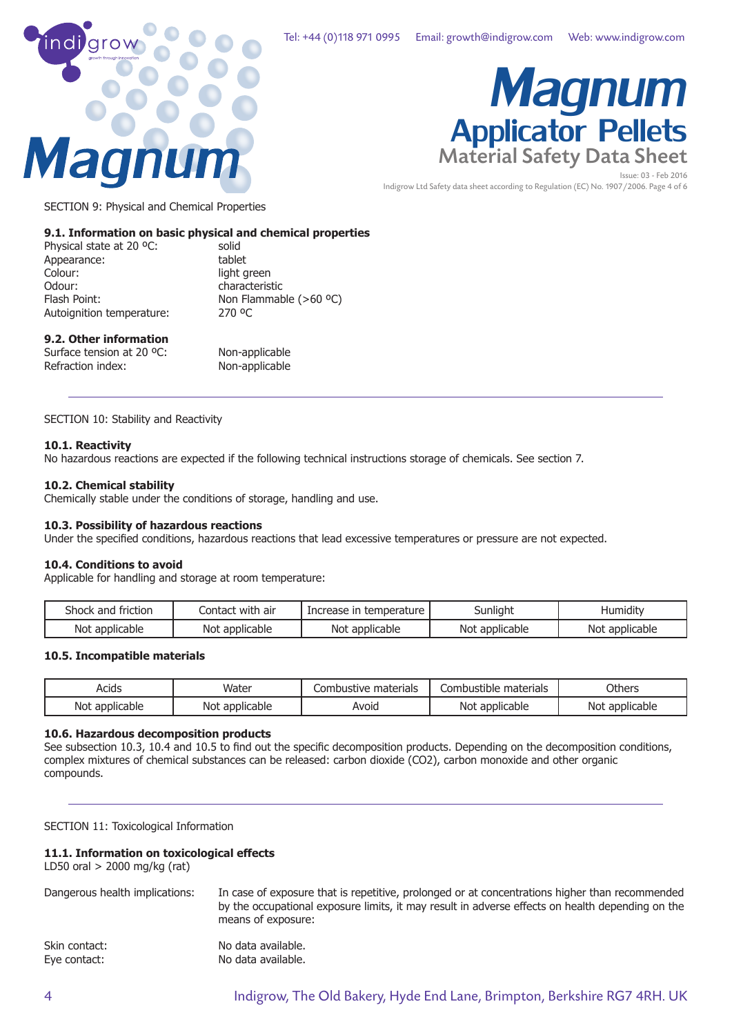SECTION 9: Physical and Chemical Properties

**9.1. Information on basic physical and chemical properties**

| | |
|---|---|
| Physical state at 20 ºC: | solid |
| Appearance: | tablet |
| Colour: | light green |
| Odour: | characteristic |
| Flash Point: | Non Flammable (>60 ºC) |
| Autoignition temperature: | 270 ºC |

**9.2. Other information**

| | |
|---|---|
| Surface tension at 20 ºC: | Non-applicable |
| Refraction index: | Non-applicable |

---

SECTION 10: Stability and Reactivity

**10.1. Reactivity**
No hazardous reactions are expected if the following technical instructions storage of chemicals. See section 7.

**10.2. Chemical stability**
Chemically stable under the conditions of storage, handling and use.

**10.3. Possibility of hazardous reactions**
Under the specified conditions, hazardous reactions that lead excessive temperatures or pressure are not expected.

**10.4. Conditions to avoid**
Applicable for handling and storage at room temperature:

| Shock and friction | Contact with air | Increase in temperature | Sunlight | Humidity |
|---|---|---|---|---|
| Not applicable | Not applicable | Not applicable | Not applicable | Not applicable |

**10.5. Incompatible materials**

| Acids | Water | Combustive materials | Combustible materials | Others |
|---|---|---|---|---|
| Not applicable | Not applicable | Avoid | Not applicable | Not applicable |

**10.6. Hazardous decomposition products**
See subsection 10.3, 10.4 and 10.5 to find out the specific decomposition products. Depending on the decomposition conditions, complex mixtures of chemical substances can be released: carbon dioxide ($CO_2$), carbon monoxide and other organic compounds.

---

SECTION 11: Toxicological Information

**11.1. Information on toxicological effects**
LD50 oral > 2000 mg/kg (rat)

| | |
|---|---|
| Dangerous health implications: | In case of exposure that is repetitive, prolonged or at concentrations higher than recommended by the occupational exposure limits, it may result in adverse effects on health depending on the means of exposure: |
| Skin contact: | No data available. |
| Eye contact: | No data available. |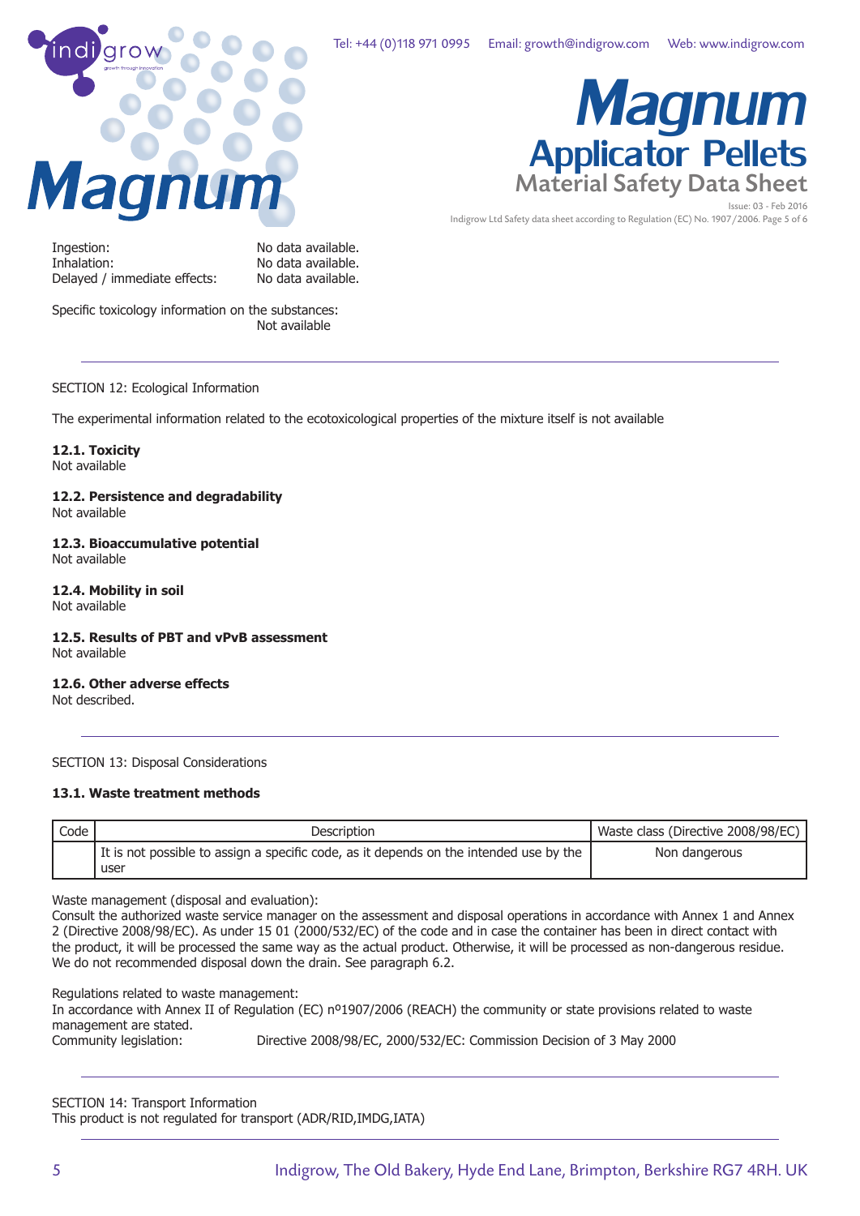| | |
|---|---|
| Ingestion: | No data available. |
| Inhalation: | No data available. |
| Delayed / immediate effects: | No data available. |

Specific toxicology information on the substances:
Not available

---

SECTION 12: Ecological Information

The experimental information related to the ecotoxicological properties of the mixture itself is not available

**12.1. Toxicity**
Not available

**12.2. Persistence and degradability**
Not available

**12.3. Bioaccumulative potential**
Not available

**12.4. Mobility in soil**
Not available

**12.5. Results of PBT and vPvB assessment**
Not available

**12.6. Other adverse effects**
Not described.

---

SECTION 13: Disposal Considerations

**13.1. Waste treatment methods**

| Code | Description | Waste class (Directive 2008/98/EC) |
|---|---|---|
| | It is not possible to assign a specific code, as it depends on the intended use by the user | Non dangerous |

Waste management (disposal and evaluation):
Consult the authorized waste service manager on the assessment and disposal operations in accordance with Annex 1 and Annex 2 (Directive 2008/98/EC). As under 15 01 (2000/532/EC) of the code and in case the container has been in direct contact with the product, it will be processed the same way as the actual product. Otherwise, it will be processed as non-dangerous residue. We do not recommended disposal down the drain. See paragraph 6.2.

Regulations related to waste management:
In accordance with Annex II of Regulation (EC) nº1907/2006 (REACH) the community or state provisions related to waste management are stated.
Community legislation: Directive 2008/98/EC, 2000/532/EC: Commission Decision of 3 May 2000

---

SECTION 14: Transport Information
This product is not regulated for transport (ADR/RID,IMDG,IATA)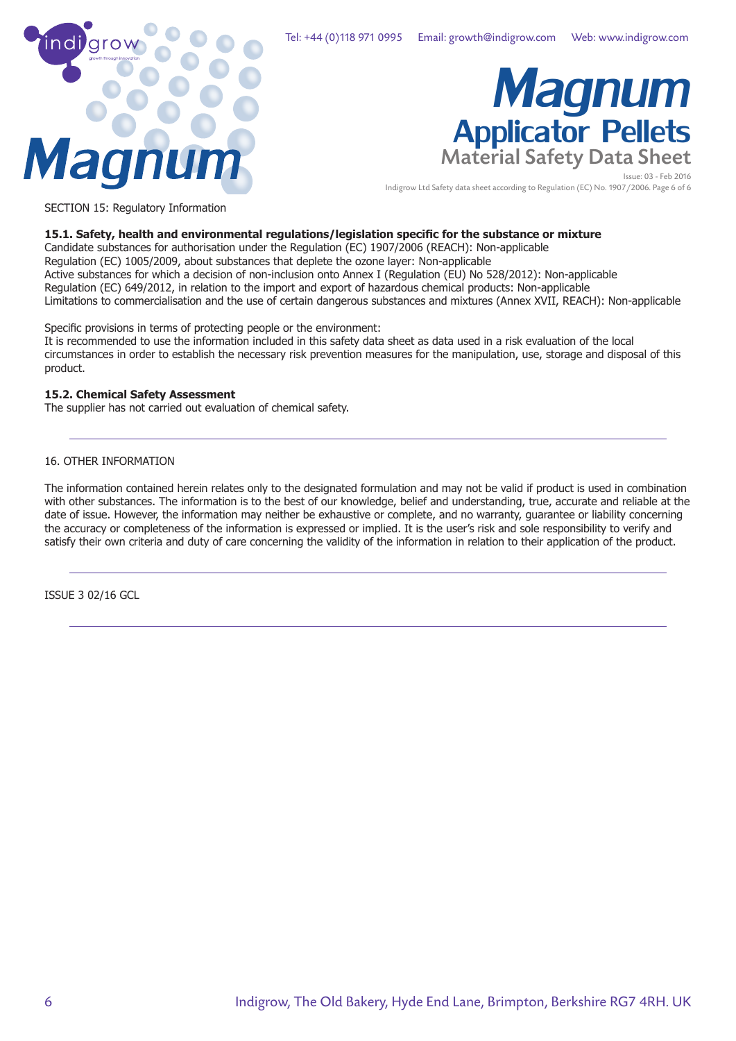SECTION 15: Regulatory Information

**15.1. Safety, health and environmental regulations/legislation specific for the substance or mixture**

Candidate substances for authorisation under the Regulation (EC) 1907/2006 (REACH): Non-applicable
Regulation (EC) 1005/2009, about substances that deplete the ozone layer: Non-applicable
Active substances for which a decision of non-inclusion onto Annex I (Regulation (EU) No 528/2012): Non-applicable
Regulation (EC) 649/2012, in relation to the import and export of hazardous chemical products: Non-applicable
Limitations to commercialisation and the use of certain dangerous substances and mixtures (Annex XVII, REACH): Non-applicable

Specific provisions in terms of protecting people or the environment:
It is recommended to use the information included in this safety data sheet as data used in a risk evaluation of the local circumstances in order to establish the necessary risk prevention measures for the manipulation, use, storage and disposal of this product.

**15.2. Chemical Safety Assessment**

The supplier has not carried out evaluation of chemical safety.

---

16. OTHER INFORMATION

The information contained herein relates only to the designated formulation and may not be valid if product is used in combination with other substances. The information is to the best of our knowledge, belief and understanding, true, accurate and reliable at the date of issue. However, the information may neither be exhaustive or complete, and no warranty, guarantee or liability concerning the accuracy or completeness of the information is expressed or implied. It is the user's risk and sole responsibility to verify and satisfy their own criteria and duty of care concerning the validity of the information in relation to their application of the product.

---

ISSUE 3 02/16 GCL

---